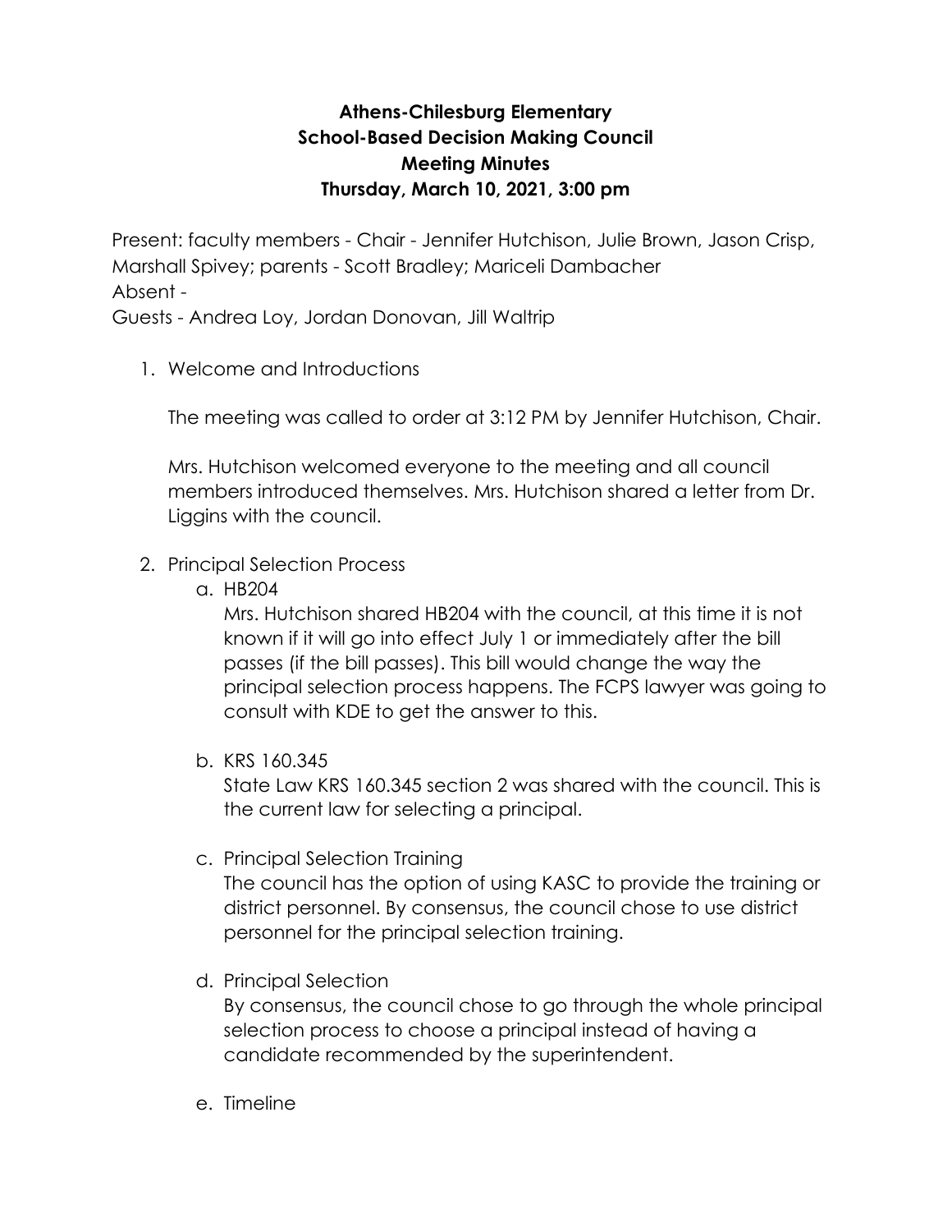# Athens-Chilesburg Elementary
## School-Based Decision Making Council
## Meeting Minutes
## Thursday, March 10, 2021, 3:00 pm

Present: faculty members - Chair - Jennifer Hutchison, Julie Brown, Jason Crisp, Marshall Spivey; parents - Scott Bradley; Mariceli Dambacher
Absent -
Guests - Andrea Loy, Jordan Donovan, Jill Waltrip

1. Welcome and Introductions

   The meeting was called to order at 3:12 PM by Jennifer Hutchison, Chair.

   Mrs. Hutchison welcomed everyone to the meeting and all council members introduced themselves. Mrs. Hutchison shared a letter from Dr. Liggins with the council.

2. Principal Selection Process
   a. HB204
      Mrs. Hutchison shared HB204 with the council, at this time it is not known if it will go into effect July 1 or immediately after the bill passes (if the bill passes). This bill would change the way the principal selection process happens. The FCPS lawyer was going to consult with KDE to get the answer to this.

   b. KRS 160.345
      State Law KRS 160.345 section 2 was shared with the council. This is the current law for selecting a principal.

   c. Principal Selection Training
      The council has the option of using KASC to provide the training or district personnel. By consensus, the council chose to use district personnel for the principal selection training.

   d. Principal Selection
      By consensus, the council chose to go through the whole principal selection process to choose a principal instead of having a candidate recommended by the superintendent.

   e. Timeline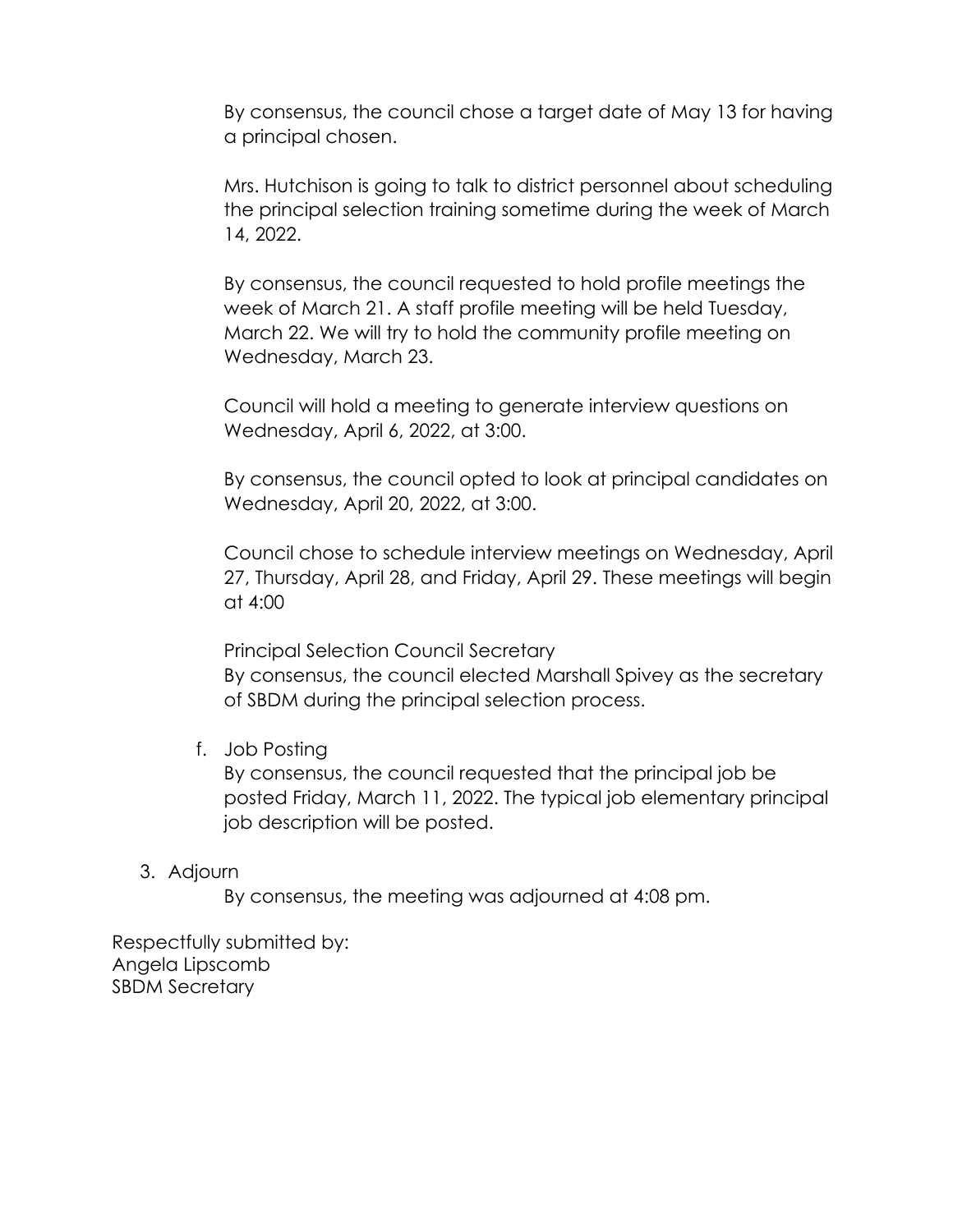By consensus, the council chose a target date of May 13 for having a principal chosen.

Mrs. Hutchison is going to talk to district personnel about scheduling the principal selection training sometime during the week of March 14, 2022.

By consensus, the council requested to hold profile meetings the week of March 21. A staff profile meeting will be held Tuesday, March 22. We will try to hold the community profile meeting on Wednesday, March 23.

Council will hold a meeting to generate interview questions on Wednesday, April 6, 2022, at 3:00.

By consensus, the council opted to look at principal candidates on Wednesday, April 20, 2022, at 3:00.

Council chose to schedule interview meetings on Wednesday, April 27, Thursday, April 28, and Friday, April 29. These meetings will begin at 4:00

Principal Selection Council Secretary
By consensus, the council elected Marshall Spivey as the secretary of SBDM during the principal selection process.

f. Job Posting
By consensus, the council requested that the principal job be posted Friday, March 11, 2022. The typical job elementary principal job description will be posted.

3. Adjourn
By consensus, the meeting was adjourned at 4:08 pm.

Respectfully submitted by:
Angela Lipscomb
SBDM Secretary